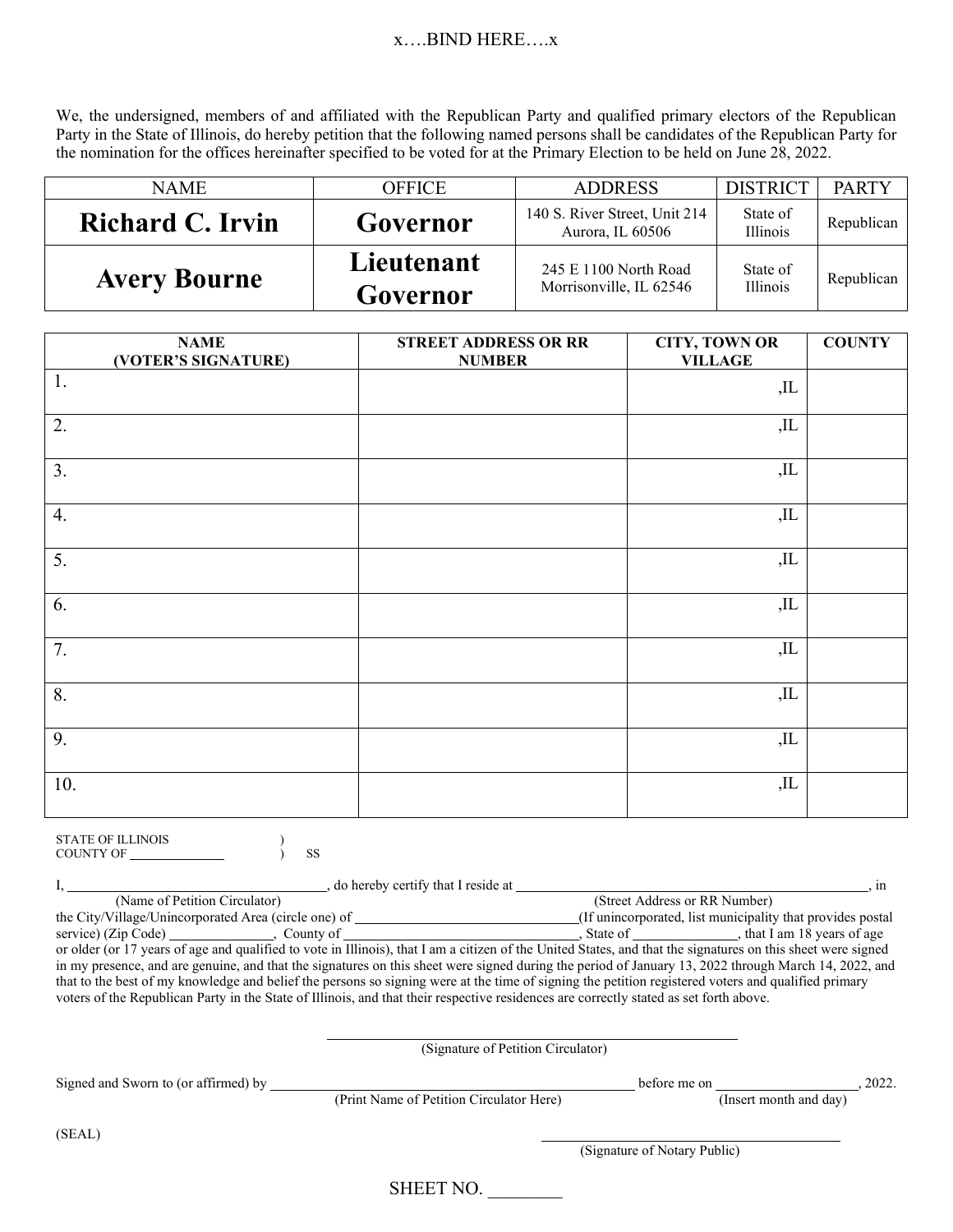x….BIND HERE….x

We, the undersigned, members of and affiliated with the Republican Party and qualified primary electors of the Republican Party in the State of Illinois, do hereby petition that the following named persons shall be candidates of the Republican Party for the nomination for the offices hereinafter specified to be voted for at the Primary Election to be held on June 28, 2022.

| NAME | OFFICE | ADDRESS | DISTRICT | PARTY |
|---|---|---|---|---|
| **Richard C. Irvin** | **Governor** | 140 S. River Street, Unit 214 Aurora, IL 60506 | State of Illinois | Republican |
| **Avery Bourne** | **Lieutenant Governor** | 245 E 1100 North Road Morrisonville, IL 62546 | State of Illinois | Republican |

| NAME (VOTER'S SIGNATURE) | STREET ADDRESS OR RR NUMBER | CITY, TOWN OR VILLAGE | COUNTY |
|---|---|---|---|
| 1. | | ,IL | |
| 2. | | ,IL | |
| 3. | | ,IL | |
| 4. | | ,IL | |
| 5. | | ,IL | |
| 6. | | ,IL | |
| 7. | | ,IL | |
| 8. | | ,IL | |
| 9. | | ,IL | |
| 10. | | ,IL | |

STATE OF ILLINOIS )
COUNTY OF \_\_\_\_\_\_\_\_\_\_ ) SS

I, \_\_\_\_\_\_\_\_\_\_\_\_\_\_\_\_\_\_\_\_ (Name of Petition Circulator), do hereby certify that I reside at \_\_\_\_\_\_\_\_\_\_\_\_\_\_\_\_\_\_\_\_ (Street Address or RR Number), in the City/Village/Unincorporated Area (circle one) of \_\_\_\_\_\_\_\_\_\_\_\_\_\_\_\_\_\_\_\_ (If unincorporated, list municipality that provides postal service) (Zip Code) \_\_\_\_\_\_\_\_\_\_, County of \_\_\_\_\_\_\_\_\_\_\_\_\_\_\_\_\_\_\_\_, State of \_\_\_\_\_\_\_\_\_\_, that I am 18 years of age or older (or 17 years of age and qualified to vote in Illinois), that I am a citizen of the United States, and that the signatures on this sheet were signed in my presence, and are genuine, and that the signatures on this sheet were signed during the period of January 13, 2022 through March 14, 2022, and that to the best of my knowledge and belief the persons so signing were at the time of signing the petition registered voters and qualified primary voters of the Republican Party in the State of Illinois, and that their respective residences are correctly stated as set forth above.

\_\_\_\_\_\_\_\_\_\_\_\_\_\_\_\_\_\_\_\_\_\_\_\_\_\_\_\_\_\_
(Signature of Petition Circulator)

Signed and Sworn to (or affirmed) by \_\_\_\_\_\_\_\_\_\_\_\_\_\_\_\_\_\_\_\_ (Print Name of Petition Circulator Here) before me on \_\_\_\_\_\_\_\_\_\_\_\_\_\_\_ (Insert month and day), 2022.

(SEAL)

\_\_\_\_\_\_\_\_\_\_\_\_\_\_\_\_\_\_\_\_\_\_\_\_\_\_\_\_\_\_
(Signature of Notary Public)

SHEET NO. \_\_\_\_\_\_\_\_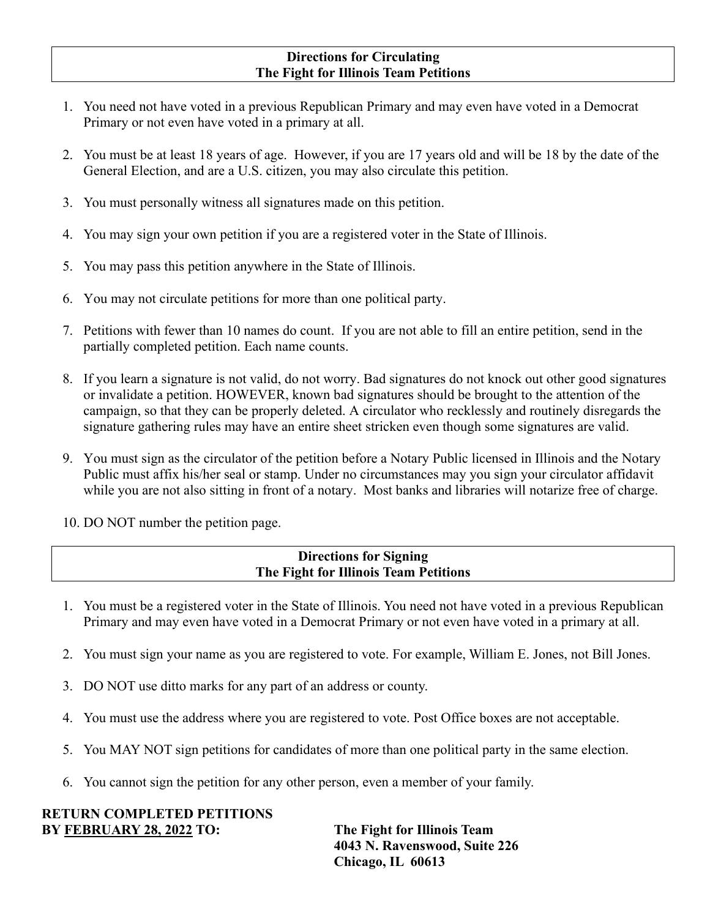## Directions for Circulating
## The Fight for Illinois Team Petitions

1. You need not have voted in a previous Republican Primary and may even have voted in a Democrat Primary or not even have voted in a primary at all.
2. You must be at least 18 years of age. However, if you are 17 years old and will be 18 by the date of the General Election, and are a U.S. citizen, you may also circulate this petition.
3. You must personally witness all signatures made on this petition.
4. You may sign your own petition if you are a registered voter in the State of Illinois.
5. You may pass this petition anywhere in the State of Illinois.
6. You may not circulate petitions for more than one political party.
7. Petitions with fewer than 10 names do count. If you are not able to fill an entire petition, send in the partially completed petition. Each name counts.
8. If you learn a signature is not valid, do not worry. Bad signatures do not knock out other good signatures or invalidate a petition. HOWEVER, known bad signatures should be brought to the attention of the campaign, so that they can be properly deleted. A circulator who recklessly and routinely disregards the signature gathering rules may have an entire sheet stricken even though some signatures are valid.
9. You must sign as the circulator of the petition before a Notary Public licensed in Illinois and the Notary Public must affix his/her seal or stamp. Under no circumstances may you sign your circulator affidavit while you are not also sitting in front of a notary. Most banks and libraries will notarize free of charge.
10. DO NOT number the petition page.

## Directions for Signing
## The Fight for Illinois Team Petitions

1. You must be a registered voter in the State of Illinois. You need not have voted in a previous Republican Primary and may even have voted in a Democrat Primary or not even have voted in a primary at all.
2. You must sign your name as you are registered to vote. For example, William E. Jones, not Bill Jones.
3. DO NOT use ditto marks for any part of an address or county.
4. You must use the address where you are registered to vote. Post Office boxes are not acceptable.
5. You MAY NOT sign petitions for candidates of more than one political party in the same election.
6. You cannot sign the petition for any other person, even a member of your family.

**RETURN COMPLETED PETITIONS BY FEBRUARY 28, 2022 TO:**

**The Fight for Illinois Team**
**4043 N. Ravenswood, Suite 226**
**Chicago, IL 60613**